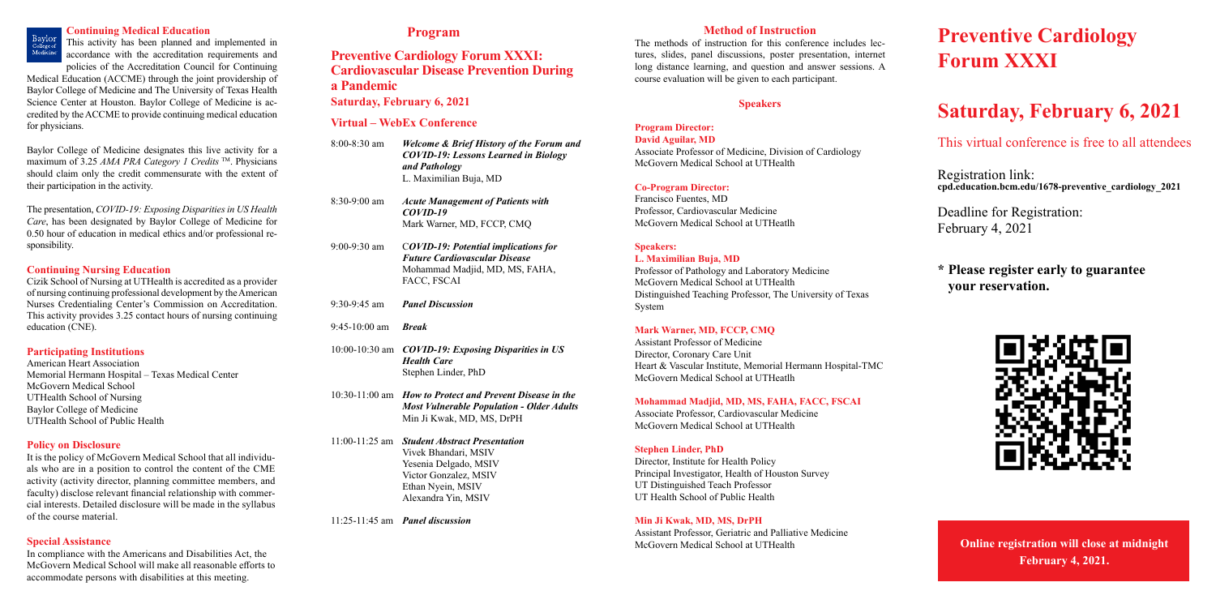## Continuing Medical Education

This activity has been planned and implemented in accordance with the accreditation requirements and policies of the Accreditation Council for Continuing Medical Education (ACCME) through the joint providership of Baylor College of Medicine and The University of Texas Health Science Center at Houston. Baylor College of Medicine is accredited by the ACCME to provide continuing medical education for physicians.

Baylor College of Medicine designates this live activity for a maximum of 3.25 *AMA PRA Category 1 Credits* ™. Physicians should claim only the credit commensurate with the extent of their participation in the activity.

The presentation, *COVID-19: Exposing Disparities in US Health Care*, has been designated by Baylor College of Medicine for 0.50 hour of education in medical ethics and/or professional responsibility.

## Continuing Nursing Education

Cizik School of Nursing at UTHealth is accredited as a provider of nursing continuing professional development by the American Nurses Credentialing Center's Commission on Accreditation. This activity provides 3.25 contact hours of nursing continuing education (CNE).

## Participating Institutions

American Heart Association
Memorial Hermann Hospital – Texas Medical Center
McGovern Medical School
UTHealth School of Nursing
Baylor College of Medicine
UTHealth School of Public Health

## Policy on Disclosure

It is the policy of McGovern Medical School that all individuals who are in a position to control the content of the CME activity (activity director, planning committee members, and faculty) disclose relevant financial relationship with commercial interests. Detailed disclosure will be made in the syllabus of the course material.

## Special Assistance

In compliance with the Americans and Disabilities Act, the McGovern Medical School will make all reasonable efforts to accommodate persons with disabilities at this meeting.

# Program

## Preventive Cardiology Forum XXXI: Cardiovascular Disease Prevention During a Pandemic

**Saturday, February 6, 2021**

### Virtual – WebEx Conference

8:00-8:30 am — ***Welcome & Brief History of the Forum and COVID-19: Lessons Learned in Biology and Pathology***
L. Maximilian Buja, MD

8:30-9:00 am — ***Acute Management of Patients with COVID-19***
Mark Warner, MD, FCCP, CMQ

9:00-9:30 am — ***COVID-19: Potential implications for Future Cardiovascular Disease***
Mohammad Madjid, MD, MS, FAHA, FACC, FSCAI

9:30-9:45 am — ***Panel Discussion***

9:45-10:00 am — ***Break***

10:00-10:30 am — ***COVID-19: Exposing Disparities in US Health Care***
Stephen Linder, PhD

10:30-11:00 am — ***How to Protect and Prevent Disease in the Most Vulnerable Population - Older Adults***
Min Ji Kwak, MD, MS, DrPH

11:00-11:25 am — ***Student Abstract Presentation***
Vivek Bhandari, MSIV
Yesenia Delgado, MSIV
Victor Gonzalez, MSIV
Ethan Nyein, MSIV
Alexandra Yin, MSIV

11:25-11:45 am — ***Panel discussion***

## Method of Instruction

The methods of instruction for this conference includes lectures, slides, panel discussions, poster presentation, internet long distance learning, and question and answer sessions. A course evaluation will be given to each participant.

## Speakers

**Program Director:**
**David Aguilar, MD**
Associate Professor of Medicine, Division of Cardiology
McGovern Medical School at UTHealth

**Co-Program Director:**
Francisco Fuentes, MD
Professor, Cardiovascular Medicine
McGovern Medical School at UTHeatlh

**Speakers:**
**L. Maximilian Buja, MD**
Professor of Pathology and Laboratory Medicine
McGovern Medical School at UTHealth
Distinguished Teaching Professor, The University of Texas System

**Mark Warner, MD, FCCP, CMQ**
Assistant Professor of Medicine
Director, Coronary Care Unit
Heart & Vascular Institute, Memorial Hermann Hospital-TMC
McGovern Medical School at UTHeatlh

**Mohammad Madjid, MD, MS, FAHA, FACC, FSCAI**
Associate Professor, Cardiovascular Medicine
McGovern Medical School at UTHealth

**Stephen Linder, PhD**
Director, Institute for Health Policy
Principal Investigator, Health of Houston Survey
UT Distinguished Teach Professor
UT Health School of Public Health

**Min Ji Kwak, MD, MS, DrPH**
Assistant Professor, Geriatric and Palliative Medicine
McGovern Medical School at UTHealth

# Preventive Cardiology Forum XXXI

# Saturday, February 6, 2021

This virtual conference is free to all attendees

Registration link:
**cpd.education.bcm.edu/1678-preventive_cardiology_2021**

Deadline for Registration:
February 4, 2021

**\* Please register early to guarantee your reservation.**

**Online registration will close at midnight February 4, 2021.**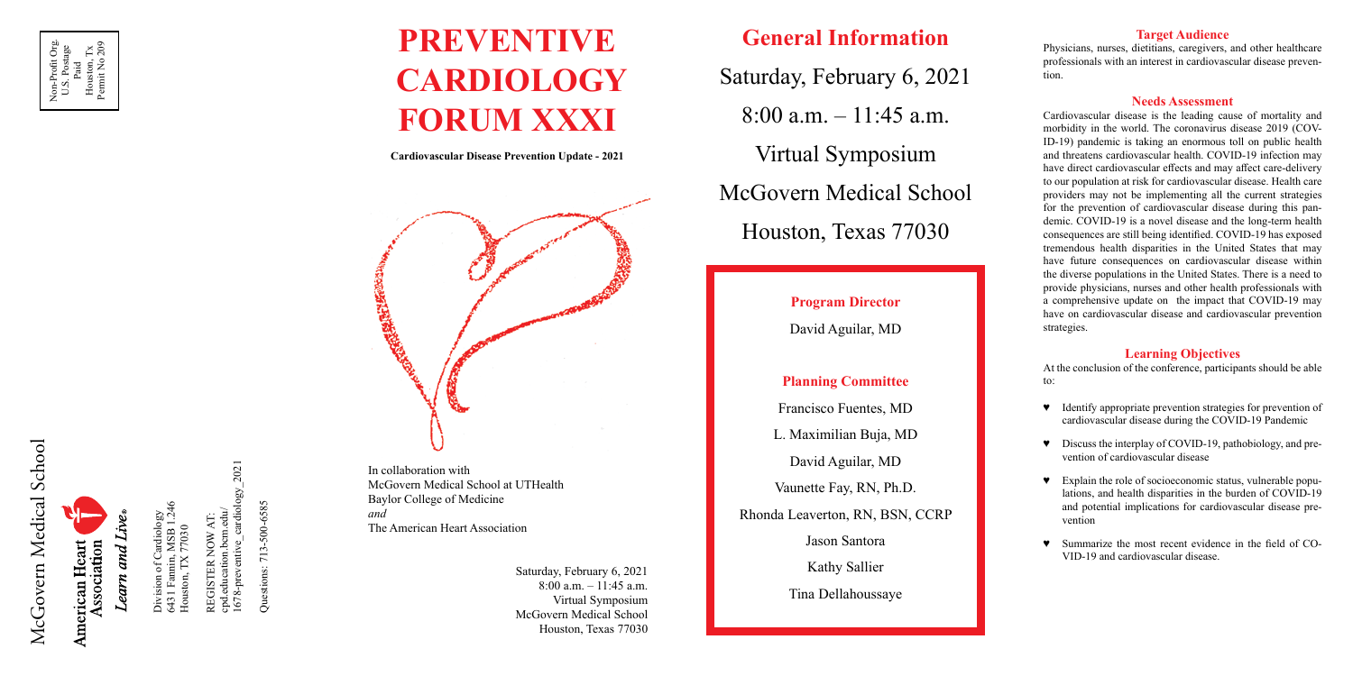Non-Profit Org.
U.S. Postage
Paid
Houston, Tx
Permit No 209

McGovern Medical School

American Heart Association

*Learn and Live.*

Division of Cardiology
6431 Fannin, MSB 1.246
Houston, TX 77030

REGISTER NOW AT:
cpd.education.bcm.edu/
1678-preventive_cardiology_2021

Questions: 713-500-6585

# PREVENTIVE CARDIOLOGY FORUM XXXI

**Cardiovascular Disease Prevention Update - 2021**

In collaboration with
McGovern Medical School at UTHealth
Baylor College of Medicine
*and*
The American Heart Association

Saturday, February 6, 2021
8:00 a.m. – 11:45 a.m.
Virtual Symposium
McGovern Medical School
Houston, Texas 77030

# General Information

Saturday, February 6, 2021

8:00 a.m. – 11:45 a.m.

Virtual Symposium

McGovern Medical School

Houston, Texas 77030

### Program Director

David Aguilar, MD

### Planning Committee

Francisco Fuentes, MD

L. Maximilian Buja, MD

David Aguilar, MD

Vaunette Fay, RN, Ph.D.

Rhonda Leaverton, RN, BSN, CCRP

Jason Santora

Kathy Sallier

Tina Dellahoussaye

### Target Audience

Physicians, nurses, dietitians, caregivers, and other healthcare professionals with an interest in cardiovascular disease prevention.

### Needs Assessment

Cardiovascular disease is the leading cause of mortality and morbidity in the world. The coronavirus disease 2019 (COVID-19) pandemic is taking an enormous toll on public health and threatens cardiovascular health. COVID-19 infection may have direct cardiovascular effects and may affect care-delivery to our population at risk for cardiovascular disease. Health care providers may not be implementing all the current strategies for the prevention of cardiovascular disease during this pandemic. COVID-19 is a novel disease and the long-term health consequences are still being identified. COVID-19 has exposed tremendous health disparities in the United States that may have future consequences on cardiovascular disease within the diverse populations in the United States. There is a need to provide physicians, nurses and other health professionals with a comprehensive update on the impact that COVID-19 may have on cardiovascular disease and cardiovascular prevention strategies.

### Learning Objectives

At the conclusion of the conference, participants should be able to:

- Identify appropriate prevention strategies for prevention of cardiovascular disease during the COVID-19 Pandemic
- Discuss the interplay of COVID-19, pathobiology, and prevention of cardiovascular disease
- Explain the role of socioeconomic status, vulnerable populations, and health disparities in the burden of COVID-19 and potential implications for cardiovascular disease prevention
- Summarize the most recent evidence in the field of COVID-19 and cardiovascular disease.